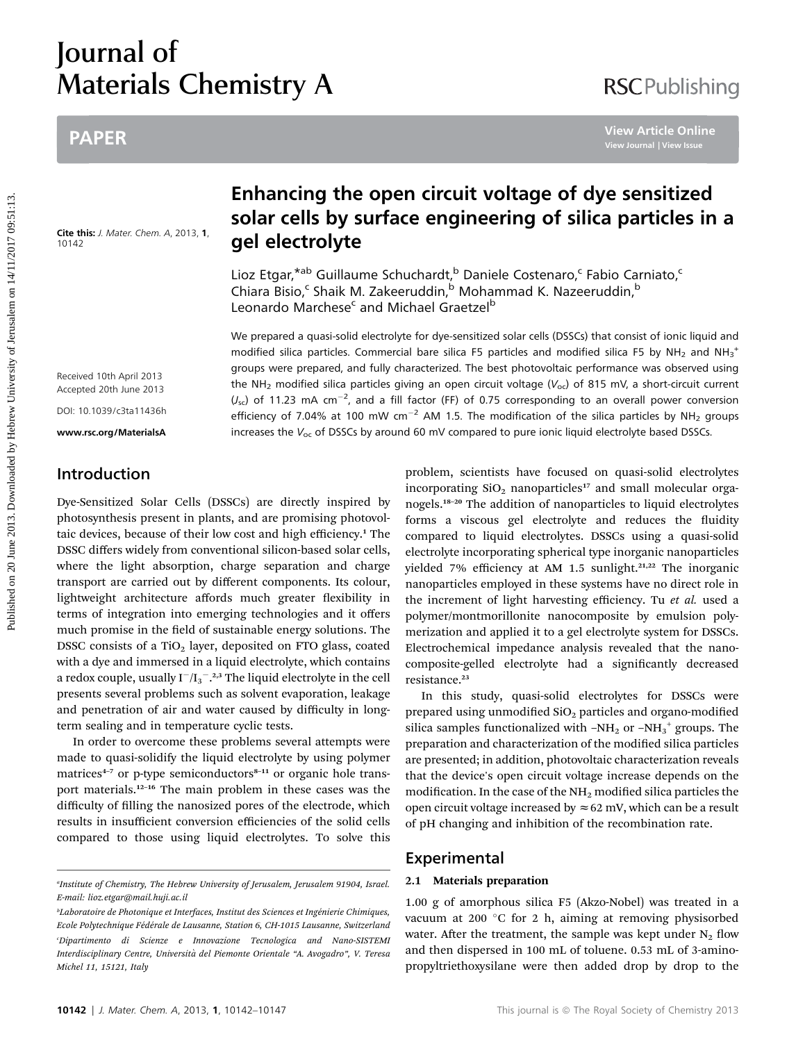# Journal of Materials Chemistry A

## PAPER

Cite this: *J. Mater. Chem. A*, 2013, **1**, 10142

Received 10th April 2013
Accepted 20th June 2013

DOI: 10.1039/c3ta11436h

www.rsc.org/MaterialsA

# Enhancing the open circuit voltage of dye sensitized solar cells by surface engineering of silica particles in a gel electrolyte

Lioz Etgar,*[ab] Guillaume Schuchardt,[b] Daniele Costenaro,[c] Fabio Carniato,[c] Chiara Bisio,[c] Shaik M. Zakeeruddin,[b] Mohammad K. Nazeeruddin,[b] Leonardo Marchese[c] and Michael Graetzel[b]

We prepared a quasi-solid electrolyte for dye-sensitized solar cells (DSSCs) that consist of ionic liquid and modified silica particles. Commercial bare silica F5 particles and modified silica F5 by $NH_2$ and $NH_3^+$ groups were prepared, and fully characterized. The best photovoltaic performance was observed using the $NH_2$ modified silica particles giving an open circuit voltage ($V_{oc}$) of 815 mV, a short-circuit current ($J_{sc}$) of 11.23 mA $cm^{-2}$, and a fill factor (FF) of 0.75 corresponding to an overall power conversion efficiency of 7.04% at 100 mW $cm^{-2}$ AM 1.5. The modification of the silica particles by $NH_2$ groups increases the $V_{oc}$ of DSSCs by around 60 mV compared to pure ionic liquid electrolyte based DSSCs.

## Introduction

Dye-Sensitized Solar Cells (DSSCs) are directly inspired by photosynthesis present in plants, and are promising photovoltaic devices, because of their low cost and high efficiency.[1] The DSSC differs widely from conventional silicon-based solar cells, where the light absorption, charge separation and charge transport are carried out by different components. Its colour, lightweight architecture affords much greater flexibility in terms of integration into emerging technologies and it offers much promise in the field of sustainable energy solutions. The DSSC consists of a $TiO_2$ layer, deposited on FTO glass, coated with a dye and immersed in a liquid electrolyte, which contains a redox couple, usually $I^-/I_3^-$.[2,3] The liquid electrolyte in the cell presents several problems such as solvent evaporation, leakage and penetration of air and water caused by difficulty in long-term sealing and in temperature cyclic tests.

In order to overcome these problems several attempts were made to quasi-solidify the liquid electrolyte by using polymer matrices[4–7] or p-type semiconductors[8–11] or organic hole transport materials.[12–16] The main problem in these cases was the difficulty of filling the nanosized pores of the electrode, which results in insufficient conversion efficiencies of the solid cells compared to those using liquid electrolytes. To solve this problem, scientists have focused on quasi-solid electrolytes incorporating $SiO_2$ nanoparticles[17] and small molecular organogels.[18–20] The addition of nanoparticles to liquid electrolytes forms a viscous gel electrolyte and reduces the fluidity compared to liquid electrolytes. DSSCs using a quasi-solid electrolyte incorporating spherical type inorganic nanoparticles yielded 7% efficiency at AM 1.5 sunlight.[21,22] The inorganic nanoparticles employed in these systems have no direct role in the increment of light harvesting efficiency. Tu *et al.* used a polymer/montmorillonite nanocomposite by emulsion polymerization and applied it to a gel electrolyte system for DSSCs. Electrochemical impedance analysis revealed that the nanocomposite-gelled electrolyte had a significantly decreased resistance.[23]

In this study, quasi-solid electrolytes for DSSCs were prepared using unmodified $SiO_2$ particles and organo-modified silica samples functionalized with $-NH_2$ or $-NH_3^+$ groups. The preparation and characterization of the modified silica particles are presented; in addition, photovoltaic characterization reveals that the device's open circuit voltage increase depends on the modification. In the case of the $NH_2$ modified silica particles the open circuit voltage increased by $\approx 62$ mV, which can be a result of pH changing and inhibition of the recombination rate.

## Experimental

### 2.1 Materials preparation

1.00 g of amorphous silica F5 (Akzo-Nobel) was treated in a vacuum at 200 °C for 2 h, aiming at removing physisorbed water. After the treatment, the sample was kept under $N_2$ flow and then dispersed in 100 mL of toluene. 0.53 mL of 3-aminopropyltriethoxysilane were then added drop by drop to the

---

[a] Institute of Chemistry, The Hebrew University of Jerusalem, Jerusalem 91904, Israel. E-mail: lioz.etgar@mail.huji.ac.il

[b] Laboratoire de Photonique et Interfaces, Institut des Sciences et Ingénierie Chimiques, Ecole Polytechnique Fédérale de Lausanne, Station 6, CH-1015 Lausanne, Switzerland

[c] Dipartimento di Scienze e Innovazione Tecnologica and Nano-SISTEMI Interdisciplinary Centre, Università del Piemonte Orientale "A. Avogadro", V. Teresa Michel 11, 15121, Italy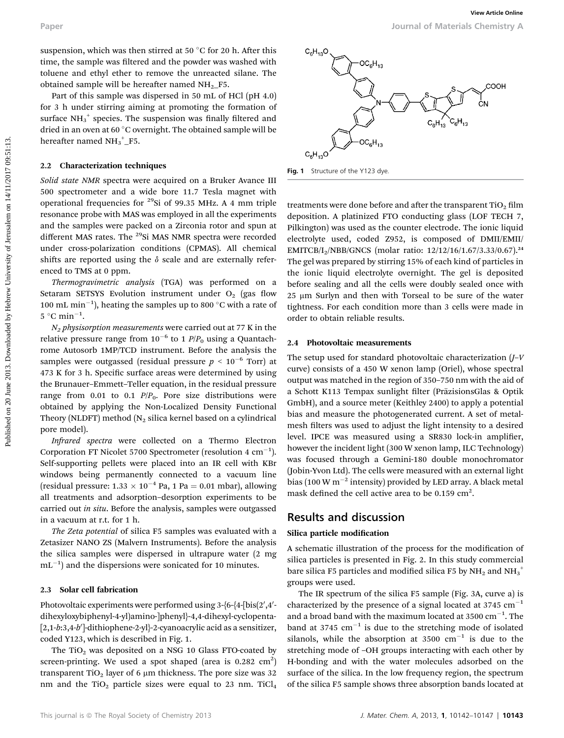suspension, which was then stirred at 50 °C for 20 h. After this time, the sample was filtered and the powder was washed with toluene and ethyl ether to remove the unreacted silane. The obtained sample will be hereafter named $NH_2$_F5.

Part of this sample was dispersed in 50 mL of HCl (pH 4.0) for 3 h under stirring aiming at promoting the formation of surface $NH_3^+$ species. The suspension was finally filtered and dried in an oven at 60 °C overnight. The obtained sample will be hereafter named $NH_3^+$_F5.

### 2.2 Characterization techniques

*Solid state NMR* spectra were acquired on a Bruker Avance III 500 spectrometer and a wide bore 11.7 Tesla magnet with operational frequencies for $^{29}Si$ of 99.35 MHz. A 4 mm triple resonance probe with MAS was employed in all the experiments and the samples were packed on a Zirconia rotor and spun at different MAS rates. The $^{29}Si$ MAS NMR spectra were recorded under cross-polarization conditions (CPMAS). All chemical shifts are reported using the $\delta$ scale and are externally referenced to TMS at 0 ppm.

*Thermogravimetric analysis* (TGA) was performed on a Setaram SETSYS Evolution instrument under $O_2$ (gas flow 100 mL $min^{-1}$), heating the samples up to 800 °C with a rate of 5 °C $min^{-1}$.

*$N_2$ physisorption measurements* were carried out at 77 K in the relative pressure range from $10^{-6}$ to 1 $P/P_0$ using a Quantachrome Autosorb 1MP/TCD instrument. Before the analysis the samples were outgassed (residual pressure $p < 10^{-6}$ Torr) at 473 K for 3 h. Specific surface areas were determined by using the Brunauer–Emmett–Teller equation, in the residual pressure range from 0.01 to 0.1 $P/P_0$. Pore size distributions were obtained by applying the Non-Localized Density Functional Theory (NLDFT) method ($N_2$ silica kernel based on a cylindrical pore model).

*Infrared spectra* were collected on a Thermo Electron Corporation FT Nicolet 5700 Spectrometer (resolution 4 $cm^{-1}$). Self-supporting pellets were placed into an IR cell with KBr windows being permanently connected to a vacuum line (residual pressure: $1.33 \times 10^{-4}$ Pa, 1 Pa = 0.01 mbar), allowing all treatments and adsorption–desorption experiments to be carried out *in situ*. Before the analysis, samples were outgassed in a vacuum at r.t. for 1 h.

*The Zeta potential* of silica F5 samples was evaluated with a Zetasizer NANO ZS (Malvern Instruments). Before the analysis the silica samples were dispersed in ultrapure water (2 mg $mL^{-1}$) and the dispersions were sonicated for 10 minutes.

### 2.3 Solar cell fabrication

Photovoltaic experiments were performed using 3-{6-{4-[bis(2′,4′-dihexyloxybiphenyl-4-yl)amino-]phenyl}-4,4-dihexyl-cyclopenta-[2,1-*b*:3,4-*b*′]-dithiophene-2-yl}-2-cyanoacrylic acid as a sensitizer, coded Y123, which is described in Fig. 1.

Fig. 1 Structure of the Y123 dye.

The $TiO_2$ was deposited on a NSG 10 Glass FTO-coated by screen-printing. We used a spot shaped (area is 0.282 $cm^2$) transparent $TiO_2$ layer of 6 μm thickness. The pore size was 32 nm and the $TiO_2$ particle sizes were equal to 23 nm. $TiCl_4$ treatments were done before and after the transparent $TiO_2$ film deposition. A platinized FTO conducting glass (LOF TECH 7, Pilkington) was used as the counter electrode. The ionic liquid electrolyte used, coded Z952, is composed of DMII/EMII/EMITCB/$I_2$/NBB/GNCS (molar ratio: 12/12/16/1.67/3.33/0.67).[24] The gel was prepared by stirring 15% of each kind of particles in the ionic liquid electrolyte overnight. The gel is deposited before sealing and all the cells were doubly sealed once with 25 μm Surlyn and then with Torseal to be sure of the water tightness. For each condition more than 3 cells were made in order to obtain reliable results.

### 2.4 Photovoltaic measurements

The setup used for standard photovoltaic characterization (*J–V* curve) consists of a 450 W xenon lamp (Oriel), whose spectral output was matched in the region of 350–750 nm with the aid of a Schott K113 Tempax sunlight filter (PräzisionsGlas & Optik GmbH), and a source meter (Keithley 2400) to apply a potential bias and measure the photogenerated current. A set of metal-mesh filters was used to adjust the light intensity to a desired level. IPCE was measured using a SR830 lock-in amplifier, however the incident light (300 W xenon lamp, ILC Technology) was focused through a Gemini-180 double monochromator (Jobin-Yvon Ltd). The cells were measured with an external light bias (100 W $m^{-2}$ intensity) provided by LED array. A black metal mask defined the cell active area to be 0.159 $cm^2$.

## Results and discussion

### Silica particle modification

A schematic illustration of the process for the modification of silica particles is presented in Fig. 2. In this study commercial bare silica F5 particles and modified silica F5 by $NH_2$ and $NH_3^+$ groups were used.

The IR spectrum of the silica F5 sample (Fig. 3A, curve a) is characterized by the presence of a signal located at 3745 $cm^{-1}$ and a broad band with the maximum located at 3500 $cm^{-1}$. The band at 3745 $cm^{-1}$ is due to the stretching mode of isolated silanols, while the absorption at 3500 $cm^{-1}$ is due to the stretching mode of –OH groups interacting with each other by H-bonding and with the water molecules adsorbed on the surface of the silica. In the low frequency region, the spectrum of the silica F5 sample shows three absorption bands located at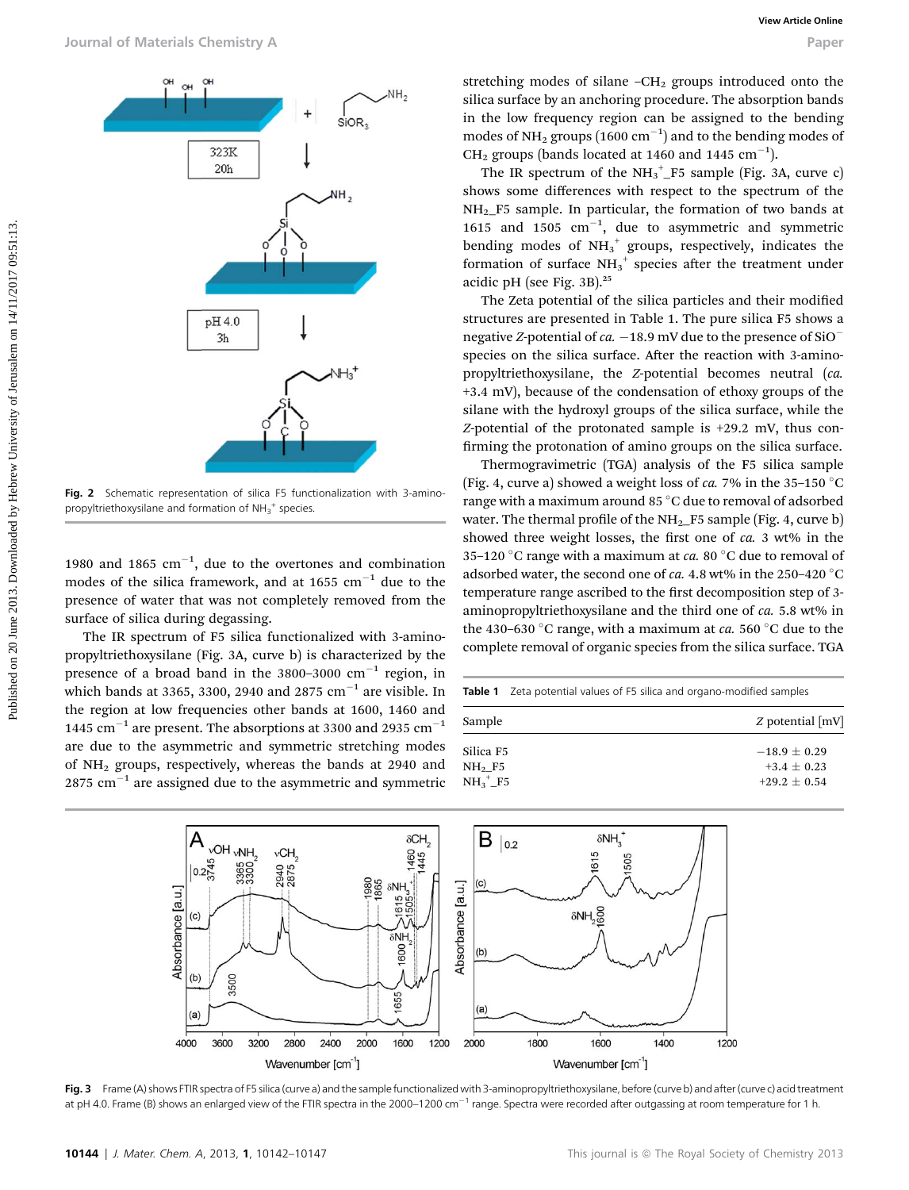Fig. 2 Schematic representation of silica F5 functionalization with 3-aminopropyltriethoxysilane and formation of $NH_3^+$ species.

1980 and 1865 cm$^{-1}$, due to the overtones and combination modes of the silica framework, and at 1655 cm$^{-1}$ due to the presence of water that was not completely removed from the surface of silica during degassing.

The IR spectrum of F5 silica functionalized with 3-aminopropyltriethoxysilane (Fig. 3A, curve b) is characterized by the presence of a broad band in the 3800–3000 cm$^{-1}$ region, in which bands at 3365, 3300, 2940 and 2875 cm$^{-1}$ are visible. In the region at low frequencies other bands at 1600, 1460 and 1445 cm$^{-1}$ are present. The absorptions at 3300 and 2935 cm$^{-1}$ are due to the asymmetric and symmetric stretching modes of $NH_2$ groups, respectively, whereas the bands at 2940 and 2875 cm$^{-1}$ are assigned due to the asymmetric and symmetric stretching modes of silane $-CH_2$ groups introduced onto the silica surface by an anchoring procedure. The absorption bands in the low frequency region can be assigned to the bending modes of $NH_2$ groups (1600 cm$^{-1}$) and to the bending modes of $CH_2$ groups (bands located at 1460 and 1445 cm$^{-1}$).

The IR spectrum of the $NH_3^+$_F5 sample (Fig. 3A, curve c) shows some differences with respect to the spectrum of the $NH_2$_F5 sample. In particular, the formation of two bands at 1615 and 1505 cm$^{-1}$, due to asymmetric and symmetric bending modes of $NH_3^+$ groups, respectively, indicates the formation of surface $NH_3^+$ species after the treatment under acidic pH (see Fig. 3B).[25]

The Zeta potential of the silica particles and their modified structures are presented in Table 1. The pure silica F5 shows a negative *Z*-potential of *ca.* −18.9 mV due to the presence of $SiO^-$ species on the silica surface. After the reaction with 3-aminopropyltriethoxysilane, the *Z*-potential becomes neutral (*ca.* +3.4 mV), because of the condensation of ethoxy groups of the silane with the hydroxyl groups of the silica surface, while the *Z*-potential of the protonated sample is +29.2 mV, thus confirming the protonation of amino groups on the silica surface.

Thermogravimetric (TGA) analysis of the F5 silica sample (Fig. 4, curve a) showed a weight loss of *ca.* 7% in the 35–150 °C range with a maximum around 85 °C due to removal of adsorbed water. The thermal profile of the $NH_2$_F5 sample (Fig. 4, curve b) showed three weight losses, the first one of *ca.* 3 wt% in the 35–120 °C range with a maximum at *ca.* 80 °C due to removal of adsorbed water, the second one of *ca.* 4.8 wt% in the 250–420 °C temperature range ascribed to the first decomposition step of 3-aminopropyltriethoxysilane and the third one of *ca.* 5.8 wt% in the 430–630 °C range, with a maximum at *ca.* 560 °C due to the complete removal of organic species from the silica surface. TGA

Table 1 Zeta potential values of F5 silica and organo-modified samples

| Sample | *Z* potential [mV] |
|---|---|
| Silica F5 | −18.9 ± 0.29 |
| $NH_2$_F5 | +3.4 ± 0.23 |
| $NH_3^+$_F5 | +29.2 ± 0.54 |

Fig. 3 Frame (A) shows FTIR spectra of F5 silica (curve a) and the sample functionalized with 3-aminopropyltriethoxysilane, before (curve b) and after (curve c) acid treatment at pH 4.0. Frame (B) shows an enlarged view of the FTIR spectra in the 2000–1200 cm$^{-1}$ range. Spectra were recorded after outgassing at room temperature for 1 h.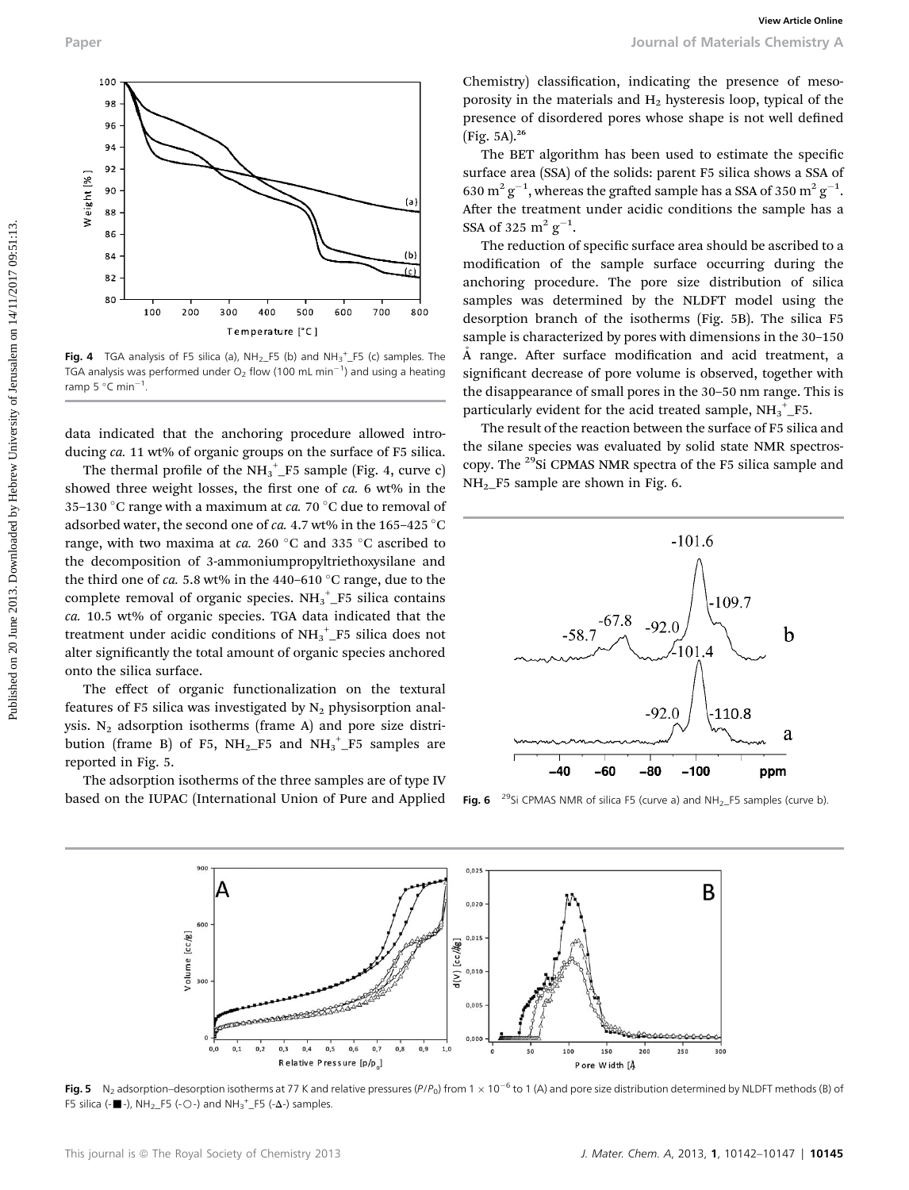Fig. 4 TGA analysis of F5 silica (a), $NH_2$_F5 (b) and $NH_3^+$_F5 (c) samples. The TGA analysis was performed under $O_2$ flow (100 mL $min^{-1}$) and using a heating ramp 5 °C $min^{-1}$.

data indicated that the anchoring procedure allowed introducing *ca.* 11 wt% of organic groups on the surface of F5 silica.

The thermal profile of the $NH_3^+$_F5 sample (Fig. 4, curve c) showed three weight losses, the first one of *ca.* 6 wt% in the 35–130 °C range with a maximum at *ca.* 70 °C due to removal of adsorbed water, the second one of *ca.* 4.7 wt% in the 165–425 °C range, with two maxima at *ca.* 260 °C and 335 °C ascribed to the decomposition of 3-ammoniumpropyltriethoxysilane and the third one of *ca.* 5.8 wt% in the 440–610 °C range, due to the complete removal of organic species. $NH_3^+$_F5 silica contains *ca.* 10.5 wt% of organic species. TGA data indicated that the treatment under acidic conditions of $NH_3^+$_F5 silica does not alter significantly the total amount of organic species anchored onto the silica surface.

The effect of organic functionalization on the textural features of F5 silica was investigated by $N_2$ physisorption analysis. $N_2$ adsorption isotherms (frame A) and pore size distribution (frame B) of F5, $NH_2$_F5 and $NH_3^+$_F5 samples are reported in Fig. 5.

The adsorption isotherms of the three samples are of type IV based on the IUPAC (International Union of Pure and Applied Chemistry) classification, indicating the presence of mesoporosity in the materials and $H_2$ hysteresis loop, typical of the presence of disordered pores whose shape is not well defined (Fig. 5A).[26]

The BET algorithm has been used to estimate the specific surface area (SSA) of the solids: parent F5 silica shows a SSA of 630 $m^2$ $g^{-1}$, whereas the grafted sample has a SSA of 350 $m^2$ $g^{-1}$. After the treatment under acidic conditions the sample has a SSA of 325 $m^2$ $g^{-1}$.

The reduction of specific surface area should be ascribed to a modification of the sample surface occurring during the anchoring procedure. The pore size distribution of silica samples was determined by the NLDFT model using the desorption branch of the isotherms (Fig. 5B). The silica F5 sample is characterized by pores with dimensions in the 30–150 Å range. After surface modification and acid treatment, a significant decrease of pore volume is observed, together with the disappearance of small pores in the 30–50 nm range. This is particularly evident for the acid treated sample, $NH_3^+$_F5.

The result of the reaction between the surface of F5 silica and the silane species was evaluated by solid state NMR spectroscopy. The $^{29}Si$ CPMAS NMR spectra of the F5 silica sample and $NH_2$_F5 sample are shown in Fig. 6.

Fig. 6 $^{29}Si$ CPMAS NMR of silica F5 (curve a) and $NH_2$_F5 samples (curve b).

Fig. 5 $N_2$ adsorption–desorption isotherms at 77 K and relative pressures ($P/P_0$) from 1 × $10^{-6}$ to 1 (A) and pore size distribution determined by NLDFT methods (B) of F5 silica (-■-), $NH_2$_F5 (-○-) and $NH_3^+$_F5 (-Δ-) samples.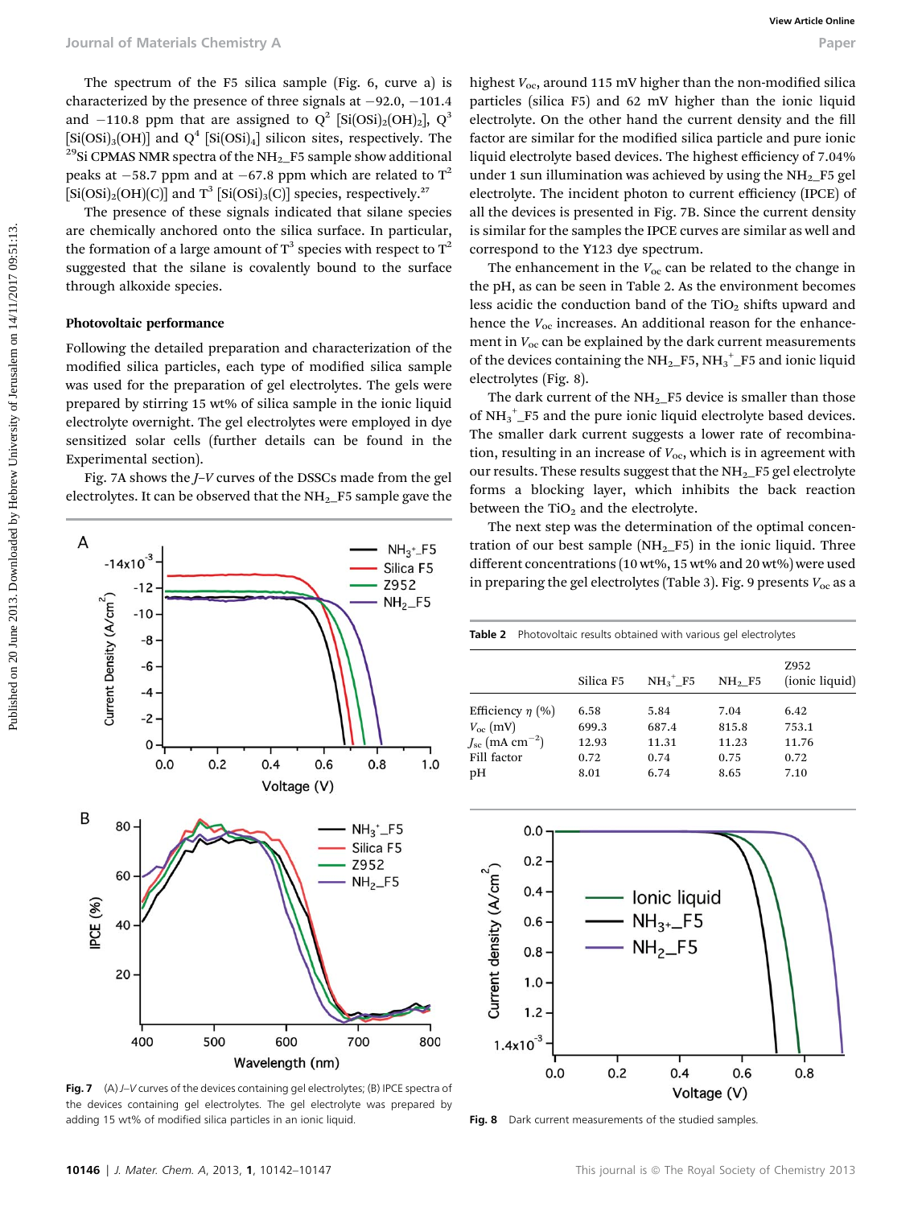The spectrum of the F5 silica sample (Fig. 6, curve a) is characterized by the presence of three signals at −92.0, −101.4 and −110.8 ppm that are assigned to $Q^2$ [$Si(OSi)_2(OH)_2$], $Q^3$ [$Si(OSi)_3(OH)$] and $Q^4$ [$Si(OSi)_4$] silicon sites, respectively. The $^{29}Si$ CPMAS NMR spectra of the $NH_2$_F5 sample show additional peaks at −58.7 ppm and at −67.8 ppm which are related to $T^2$ [$Si(OSi)_2(OH)(C)$] and $T^3$ [$Si(OSi)_3(C)$] species, respectively.[27]

The presence of these signals indicated that silane species are chemically anchored onto the silica surface. In particular, the formation of a large amount of $T^3$ species with respect to $T^2$ suggested that the silane is covalently bound to the surface through alkoxide species.

### Photovoltaic performance

Following the detailed preparation and characterization of the modified silica particles, each type of modified silica sample was used for the preparation of gel electrolytes. The gels were prepared by stirring 15 wt% of silica sample in the ionic liquid electrolyte overnight. The gel electrolytes were employed in dye sensitized solar cells (further details can be found in the Experimental section).

Fig. 7A shows the *J*–*V* curves of the DSSCs made from the gel electrolytes. It can be observed that the $NH_2$_F5 sample gave the highest $V_{oc}$, around 115 mV higher than the non-modified silica particles (silica F5) and 62 mV higher than the ionic liquid electrolyte. On the other hand the current density and the fill factor are similar for the modified silica particle and pure ionic liquid electrolyte based devices. The highest efficiency of 7.04% under 1 sun illumination was achieved by using the $NH_2$_F5 gel electrolyte. The incident photon to current efficiency (IPCE) of all the devices is presented in Fig. 7B. Since the current density is similar for the samples the IPCE curves are similar as well and correspond to the Y123 dye spectrum.

The enhancement in the $V_{oc}$ can be related to the change in the pH, as can be seen in Table 2. As the environment becomes less acidic the conduction band of the $TiO_2$ shifts upward and hence the $V_{oc}$ increases. An additional reason for the enhancement in $V_{oc}$ can be explained by the dark current measurements of the devices containing the $NH_2$_F5, $NH_3^+$_F5 and ionic liquid electrolytes (Fig. 8).

The dark current of the $NH_2$_F5 device is smaller than those of $NH_3^+$_F5 and the pure ionic liquid electrolyte based devices. The smaller dark current suggests a lower rate of recombination, resulting in an increase of $V_{oc}$, which is in agreement with our results. These results suggest that the $NH_2$_F5 gel electrolyte forms a blocking layer, which inhibits the back reaction between the $TiO_2$ and the electrolyte.

The next step was the determination of the optimal concentration of our best sample ($NH_2$_F5) in the ionic liquid. Three different concentrations (10 wt%, 15 wt% and 20 wt%) were used in preparing the gel electrolytes (Table 3). Fig. 9 presents $V_{oc}$ as a

Fig. 7 (A) *J*–*V* curves of the devices containing gel electrolytes; (B) IPCE spectra of the devices containing gel electrolytes. The gel electrolyte was prepared by adding 15 wt% of modified silica particles in an ionic liquid.

Table 2 Photovoltaic results obtained with various gel electrolytes

| | Silica F5 | $NH_3^+$_F5 | $NH_2$_F5 | Z952 (ionic liquid) |
|---|---|---|---|---|
| Efficiency $\eta$ (%) | 6.58 | 5.84 | 7.04 | 6.42 |
| $V_{oc}$ (mV) | 699.3 | 687.4 | 815.8 | 753.1 |
| $J_{sc}$ (mA $cm^{-2}$) | 12.93 | 11.31 | 11.23 | 11.76 |
| Fill factor | 0.72 | 0.74 | 0.75 | 0.72 |
| pH | 8.01 | 6.74 | 8.65 | 7.10 |

Fig. 8 Dark current measurements of the studied samples.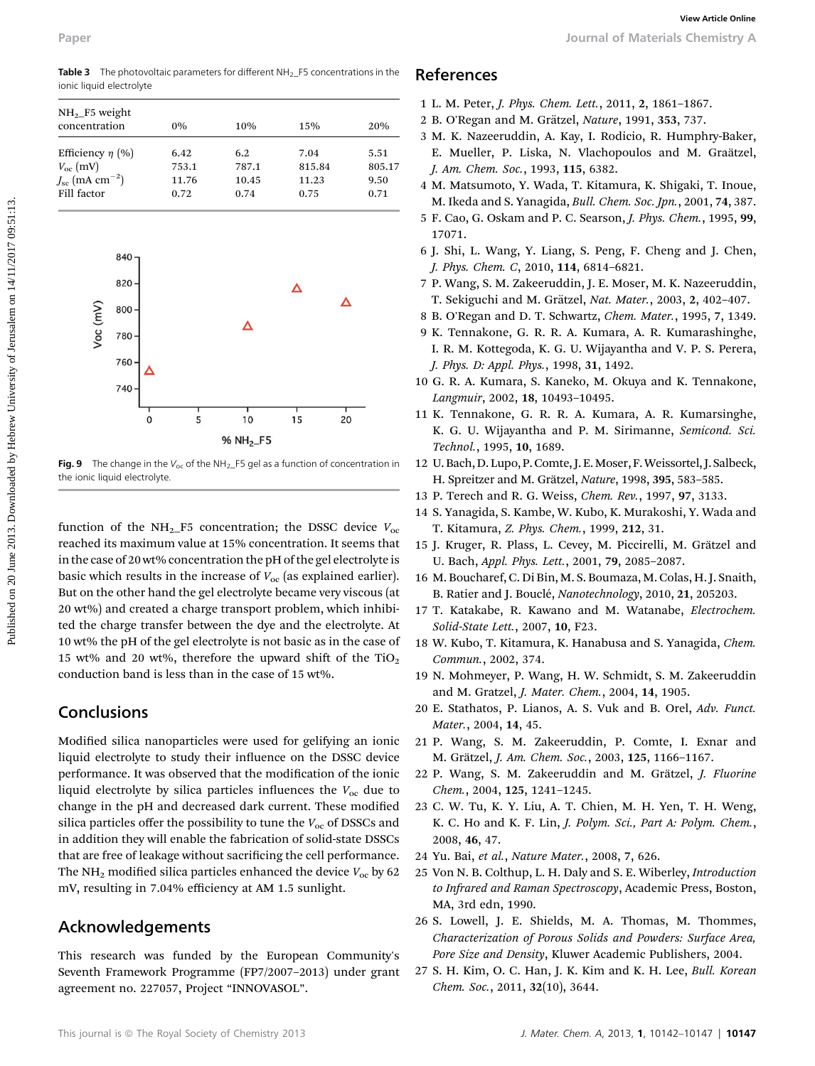Table 3 The photovoltaic parameters for different $NH_2$_F5 concentrations in the ionic liquid electrolyte

| $NH_2$_F5 weight concentration | 0% | 10% | 15% | 20% |
|---|---|---|---|---|
| Efficiency $\eta$ (%) | 6.42 | 6.2 | 7.04 | 5.51 |
| $V_{oc}$ (mV) | 753.1 | 787.1 | 815.84 | 805.17 |
| $J_{sc}$ (mA cm$^{-2}$) | 11.76 | 10.45 | 11.23 | 9.50 |
| Fill factor | 0.72 | 0.74 | 0.75 | 0.71 |

Voc (mV)
840
820
800
780
760
740
0 5 10 15 20
% NH2_F5

Fig. 9 The change in the $V_{oc}$ of the $NH_2$_F5 gel as a function of concentration in the ionic liquid electrolyte.

function of the $NH_2$_F5 concentration; the DSSC device $V_{oc}$ reached its maximum value at 15% concentration. It seems that in the case of 20 wt% concentration the pH of the gel electrolyte is basic which results in the increase of $V_{oc}$ (as explained earlier). But on the other hand the gel electrolyte became very viscous (at 20 wt%) and created a charge transport problem, which inhibited the charge transfer between the dye and the electrolyte. At 10 wt% the pH of the gel electrolyte is not basic as in the case of 15 wt% and 20 wt%, therefore the upward shift of the $TiO_2$ conduction band is less than in the case of 15 wt%.

## Conclusions

Modified silica nanoparticles were used for gelifying an ionic liquid electrolyte to study their influence on the DSSC device performance. It was observed that the modification of the ionic liquid electrolyte by silica particles influences the $V_{oc}$ due to change in the pH and decreased dark current. These modified silica particles offer the possibility to tune the $V_{oc}$ of DSSCs and in addition they will enable the fabrication of solid-state DSSCs that are free of leakage without sacrificing the cell performance. The $NH_2$ modified silica particles enhanced the device $V_{oc}$ by 62 mV, resulting in 7.04% efficiency at AM 1.5 sunlight.

## Acknowledgements

This research was funded by the European Community's Seventh Framework Programme (FP7/2007–2013) under grant agreement no. 227057, Project "INNOVASOL".

## References

1 L. M. Peter, *J. Phys. Chem. Lett.*, 2011, **2**, 1861–1867.
2 B. O'Regan and M. Grätzel, *Nature*, 1991, **353**, 737.
3 M. K. Nazeeruddin, A. Kay, I. Rodicio, R. Humphry-Baker, E. Mueller, P. Liska, N. Vlachopoulos and M. Graätzel, *J. Am. Chem. Soc.*, 1993, **115**, 6382.
4 M. Matsumoto, Y. Wada, T. Kitamura, K. Shigaki, T. Inoue, M. Ikeda and S. Yanagida, *Bull. Chem. Soc. Jpn.*, 2001, **74**, 387.
5 F. Cao, G. Oskam and P. C. Searson, *J. Phys. Chem.*, 1995, **99**, 17071.
6 J. Shi, L. Wang, Y. Liang, S. Peng, F. Cheng and J. Chen, *J. Phys. Chem. C*, 2010, **114**, 6814–6821.
7 P. Wang, S. M. Zakeeruddin, J. E. Moser, M. K. Nazeeruddin, T. Sekiguchi and M. Grätzel, *Nat. Mater.*, 2003, **2**, 402–407.
8 B. O'Regan and D. T. Schwartz, *Chem. Mater.*, 1995, **7**, 1349.
9 K. Tennakone, G. R. R. A. Kumara, A. R. Kumarashinghe, I. R. M. Kottegoda, K. G. U. Wijayantha and V. P. S. Perera, *J. Phys. D: Appl. Phys.*, 1998, **31**, 1492.
10 G. R. A. Kumara, S. Kaneko, M. Okuya and K. Tennakone, *Langmuir*, 2002, **18**, 10493–10495.
11 K. Tennakone, G. R. R. A. Kumara, A. R. Kumarsinghe, K. G. U. Wijayantha and P. M. Sirimanne, *Semicond. Sci. Technol.*, 1995, **10**, 1689.
12 U. Bach, D. Lupo, P. Comte, J. E. Moser, F. Weissortel, J. Salbeck, H. Spreitzer and M. Grätzel, *Nature*, 1998, **395**, 583–585.
13 P. Terech and R. G. Weiss, *Chem. Rev.*, 1997, **97**, 3133.
14 S. Yanagida, S. Kambe, W. Kubo, K. Murakoshi, Y. Wada and T. Kitamura, *Z. Phys. Chem.*, 1999, **212**, 31.
15 J. Kruger, R. Plass, L. Cevey, M. Piccirelli, M. Grätzel and U. Bach, *Appl. Phys. Lett.*, 2001, **79**, 2085–2087.
16 M. Boucharef, C. Di Bin, M. S. Boumaza, M. Colas, H. J. Snaith, B. Ratier and J. Bouclé, *Nanotechnology*, 2010, **21**, 205203.
17 T. Katakabe, R. Kawano and M. Watanabe, *Electrochem. Solid-State Lett.*, 2007, **10**, F23.
18 W. Kubo, T. Kitamura, K. Hanabusa and S. Yanagida, *Chem. Commun.*, 2002, 374.
19 N. Mohmeyer, P. Wang, H. W. Schmidt, S. M. Zakeeruddin and M. Gratzel, *J. Mater. Chem.*, 2004, **14**, 1905.
20 E. Stathatos, P. Lianos, A. S. Vuk and B. Orel, *Adv. Funct. Mater.*, 2004, **14**, 45.
21 P. Wang, S. M. Zakeeruddin, P. Comte, I. Exnar and M. Grätzel, *J. Am. Chem. Soc.*, 2003, **125**, 1166–1167.
22 P. Wang, S. M. Zakeeruddin and M. Grätzel, *J. Fluorine Chem.*, 2004, **125**, 1241–1245.
23 C. W. Tu, K. Y. Liu, A. T. Chien, M. H. Yen, T. H. Weng, K. C. Ho and K. F. Lin, *J. Polym. Sci., Part A: Polym. Chem.*, 2008, **46**, 47.
24 Yu. Bai, *et al.*, *Nature Mater.*, 2008, **7**, 626.
25 Von N. B. Colthup, L. H. Daly and S. E. Wiberley, *Introduction to Infrared and Raman Spectroscopy*, Academic Press, Boston, MA, 3rd edn, 1990.
26 S. Lowell, J. E. Shields, M. A. Thomas, M. Thommes, *Characterization of Porous Solids and Powders: Surface Area, Pore Size and Density*, Kluwer Academic Publishers, 2004.
27 S. H. Kim, O. C. Han, J. K. Kim and K. H. Lee, *Bull. Korean Chem. Soc.*, 2011, **32**(10), 3644.